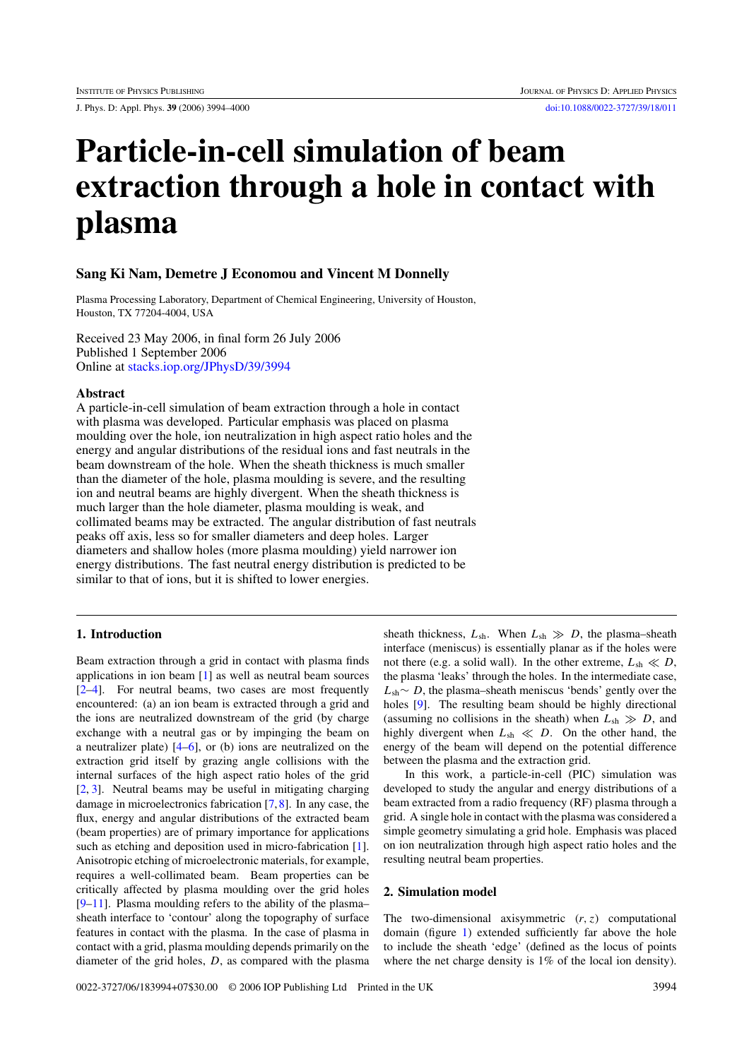# Particle-in-cell simulation of beam extraction through a hole in contact with plasma

**Sang Ki Nam, Demetre J Economou and Vincent M Donnelly**

Plasma Processing Laboratory, Department of Chemical Engineering, University of Houston, Houston, TX 77204-4004, USA

Received 23 May 2006, in final form 26 July 2006
Published 1 September 2006
Online at stacks.iop.org/JPhysD/39/3994

### Abstract

A particle-in-cell simulation of beam extraction through a hole in contact with plasma was developed. Particular emphasis was placed on plasma moulding over the hole, ion neutralization in high aspect ratio holes and the energy and angular distributions of the residual ions and fast neutrals in the beam downstream of the hole. When the sheath thickness is much smaller than the diameter of the hole, plasma moulding is severe, and the resulting ion and neutral beams are highly divergent. When the sheath thickness is much larger than the hole diameter, plasma moulding is weak, and collimated beams may be extracted. The angular distribution of fast neutrals peaks off axis, less so for smaller diameters and deep holes. Larger diameters and shallow holes (more plasma moulding) yield narrower ion energy distributions. The fast neutral energy distribution is predicted to be similar to that of ions, but it is shifted to lower energies.

## 1. Introduction

Beam extraction through a grid in contact with plasma finds applications in ion beam [1] as well as neutral beam sources [2–4]. For neutral beams, two cases are most frequently encountered: (a) an ion beam is extracted through a grid and the ions are neutralized downstream of the grid (by charge exchange with a neutral gas or by impinging the beam on a neutralizer plate) [4–6], or (b) ions are neutralized on the extraction grid itself by grazing angle collisions with the internal surfaces of the high aspect ratio holes of the grid [2, 3]. Neutral beams may be useful in mitigating charging damage in microelectronics fabrication [7, 8]. In any case, the flux, energy and angular distributions of the extracted beam (beam properties) are of primary importance for applications such as etching and deposition used in micro-fabrication [1]. Anisotropic etching of microelectronic materials, for example, requires a well-collimated beam. Beam properties can be critically affected by plasma moulding over the grid holes [9–11]. Plasma moulding refers to the ability of the plasma–sheath interface to 'contour' along the topography of surface features in contact with the plasma. In the case of plasma in contact with a grid, plasma moulding depends primarily on the diameter of the grid holes, $D$, as compared with the plasma sheath thickness, $L_{sh}$. When $L_{sh} \gg D$, the plasma–sheath interface (meniscus) is essentially planar as if the holes were not there (e.g. a solid wall). In the other extreme, $L_{sh} \ll D$, the plasma 'leaks' through the holes. In the intermediate case, $L_{sh} \sim D$, the plasma–sheath meniscus 'bends' gently over the holes [9]. The resulting beam should be highly directional (assuming no collisions in the sheath) when $L_{sh} \gg D$, and highly divergent when $L_{sh} \ll D$. On the other hand, the energy of the beam will depend on the potential difference between the plasma and the extraction grid.

In this work, a particle-in-cell (PIC) simulation was developed to study the angular and energy distributions of a beam extracted from a radio frequency (RF) plasma through a grid. A single hole in contact with the plasma was considered a simple geometry simulating a grid hole. Emphasis was placed on ion neutralization through high aspect ratio holes and the resulting neutral beam properties.

## 2. Simulation model

The two-dimensional axisymmetric $(r, z)$ computational domain (figure 1) extended sufficiently far above the hole to include the sheath 'edge' (defined as the locus of points where the net charge density is 1% of the local ion density).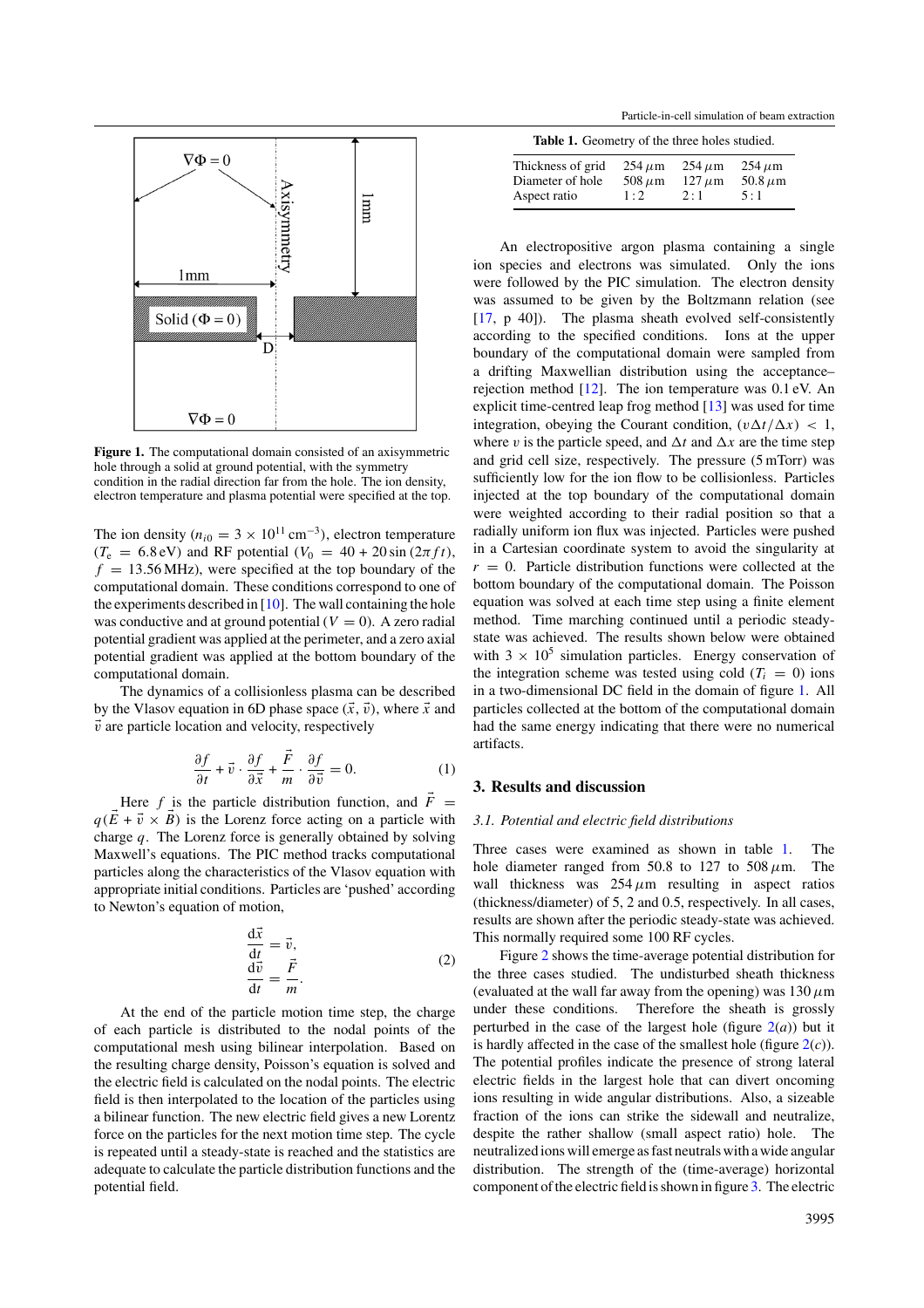**Figure 1.** The computational domain consisted of an axisymmetric hole through a solid at ground potential, with the symmetry condition in the radial direction far from the hole. The ion density, electron temperature and plasma potential were specified at the top.

The ion density ($n_{i0} = 3 \times 10^{11}$ cm$^{-3}$), electron temperature ($T_e = 6.8$ eV) and RF potential ($V_0 = 40 + 20\sin(2\pi f t)$, $f = 13.56$ MHz), were specified at the top boundary of the computational domain. These conditions correspond to one of the experiments described in [10]. The wall containing the hole was conductive and at ground potential ($V = 0$). A zero radial potential gradient was applied at the perimeter, and a zero axial potential gradient was applied at the bottom boundary of the computational domain.

The dynamics of a collisionless plasma can be described by the Vlasov equation in 6D phase space $(\vec{x}, \vec{v})$, where $\vec{x}$ and $\vec{v}$ are particle location and velocity, respectively

$$\frac{\partial f}{\partial t} + \vec{v} \cdot \frac{\partial f}{\partial \vec{x}} + \frac{\vec{F}}{m} \cdot \frac{\partial f}{\partial \vec{v}} = 0. \tag{1}$$

Here $f$ is the particle distribution function, and $\vec{F} = q(\vec{E} + \vec{v} \times \vec{B})$ is the Lorenz force acting on a particle with charge $q$. The Lorenz force is generally obtained by solving Maxwell's equations. The PIC method tracks computational particles along the characteristics of the Vlasov equation with appropriate initial conditions. Particles are 'pushed' according to Newton's equation of motion,

$$\frac{d\vec{x}}{dt} = \vec{v}, \qquad \frac{d\vec{v}}{dt} = \frac{\vec{F}}{m}. \tag{2}$$

At the end of the particle motion time step, the charge of each particle is distributed to the nodal points of the computational mesh using bilinear interpolation. Based on the resulting charge density, Poisson's equation is solved and the electric field is calculated on the nodal points. The electric field is then interpolated to the location of the particles using a bilinear function. The new electric field gives a new Lorentz force on the particles for the next motion time step. The cycle is repeated until a steady-state is reached and the statistics are adequate to calculate the particle distribution functions and the potential field.

**Table 1.** Geometry of the three holes studied.

| | | | |
|---|---|---|---|
| Thickness of grid | 254 $\mu$m | 254 $\mu$m | 254 $\mu$m |
| Diameter of hole | 508 $\mu$m | 127 $\mu$m | 50.8 $\mu$m |
| Aspect ratio | 1 : 2 | 2 : 1 | 5 : 1 |

An electropositive argon plasma containing a single ion species and electrons was simulated. Only the ions were followed by the PIC simulation. The electron density was assumed to be given by the Boltzmann relation (see [17, p 40]). The plasma sheath evolved self-consistently according to the specified conditions. Ions at the upper boundary of the computational domain were sampled from a drifting Maxwellian distribution using the acceptance–rejection method [12]. The ion temperature was 0.1 eV. An explicit time-centred leap frog method [13] was used for time integration, obeying the Courant condition, $(v\Delta t/\Delta x) < 1$, where $v$ is the particle speed, and $\Delta t$ and $\Delta x$ are the time step and grid cell size, respectively. The pressure (5 mTorr) was sufficiently low for the ion flow to be collisionless. Particles injected at the top boundary of the computational domain were weighted according to their radial position so that a radially uniform ion flux was injected. Particles were pushed in a Cartesian coordinate system to avoid the singularity at $r = 0$. Particle distribution functions were collected at the bottom boundary of the computational domain. The Poisson equation was solved at each time step using a finite element method. Time marching continued until a periodic steady-state was achieved. The results shown below were obtained with $3 \times 10^5$ simulation particles. Energy conservation of the integration scheme was tested using cold ($T_i = 0$) ions in a two-dimensional DC field in the domain of figure 1. All particles collected at the bottom of the computational domain had the same energy indicating that there were no numerical artifacts.

## 3. Results and discussion

### *3.1. Potential and electric field distributions*

Three cases were examined as shown in table 1. The hole diameter ranged from 50.8 to 127 to 508 $\mu$m. The wall thickness was 254 $\mu$m resulting in aspect ratios (thickness/diameter) of 5, 2 and 0.5, respectively. In all cases, results are shown after the periodic steady-state was achieved. This normally required some 100 RF cycles.

Figure 2 shows the time-average potential distribution for the three cases studied. The undisturbed sheath thickness (evaluated at the wall far away from the opening) was 130 $\mu$m under these conditions. Therefore the sheath is grossly perturbed in the case of the largest hole (figure 2(*a*)) but it is hardly affected in the case of the smallest hole (figure 2(*c*)). The potential profiles indicate the presence of strong lateral electric fields in the largest hole that can divert oncoming ions resulting in wide angular distributions. Also, a sizeable fraction of the ions can strike the sidewall and neutralize, despite the rather shallow (small aspect ratio) hole. The neutralized ions will emerge as fast neutrals with a wide angular distribution. The strength of the (time-average) horizontal component of the electric field is shown in figure 3. The electric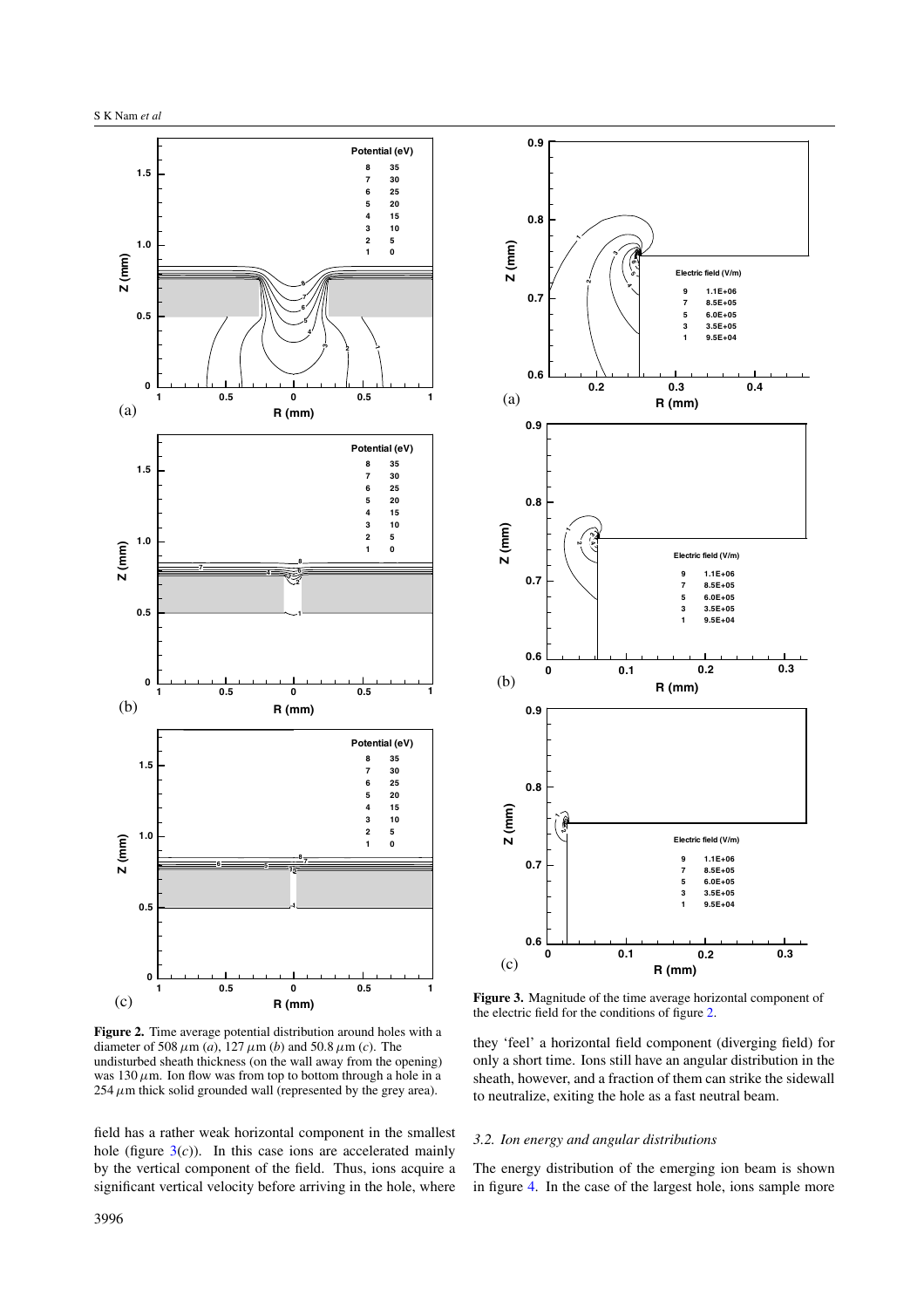**Figure 2.** Time average potential distribution around holes with a diameter of 508 $\mu$m (*a*), 127 $\mu$m (*b*) and 50.8 $\mu$m (*c*). The undisturbed sheath thickness (on the wall away from the opening) was 130 $\mu$m. Ion flow was from top to bottom through a hole in a 254 $\mu$m thick solid grounded wall (represented by the grey area).

field has a rather weak horizontal component in the smallest hole (figure 3(*c*)). In this case ions are accelerated mainly by the vertical component of the field. Thus, ions acquire a significant vertical velocity before arriving in the hole, where they 'feel' a horizontal field component (diverging field) for only a short time. Ions still have an angular distribution in the sheath, however, and a fraction of them can strike the sidewall to neutralize, exiting the hole as a fast neutral beam.

**Figure 3.** Magnitude of the time average horizontal component of the electric field for the conditions of figure 2.

### *3.2. Ion energy and angular distributions*

The energy distribution of the emerging ion beam is shown in figure 4. In the case of the largest hole, ions sample more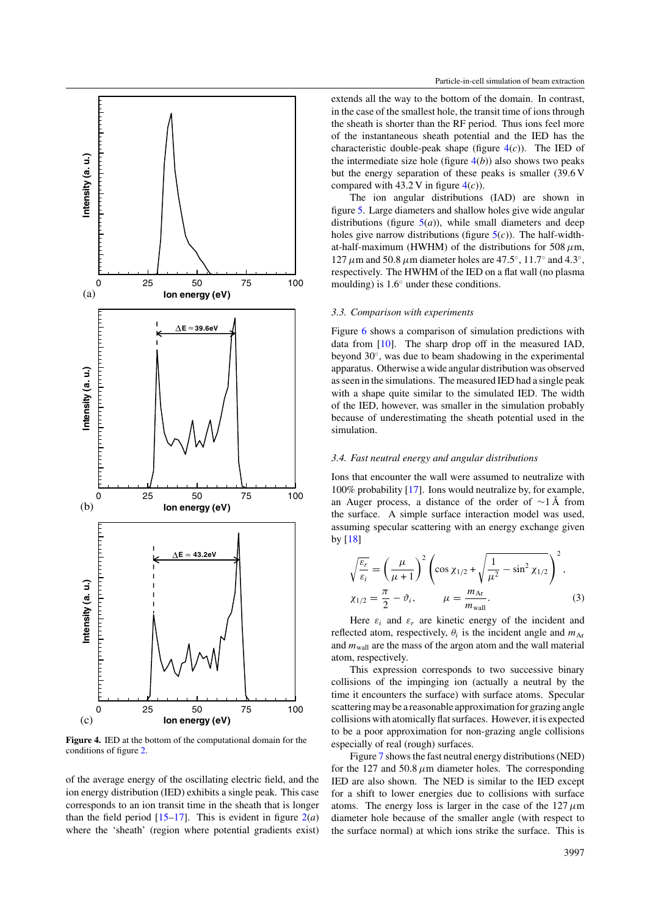Figure 4. IED at the bottom of the computational domain for the conditions of figure 2.

of the average energy of the oscillating electric field, and the ion energy distribution (IED) exhibits a single peak. This case corresponds to an ion transit time in the sheath that is longer than the field period [15–17]. This is evident in figure 2(*a*) where the 'sheath' (region where potential gradients exist) extends all the way to the bottom of the domain. In contrast, in the case of the smallest hole, the transit time of ions through the sheath is shorter than the RF period. Thus ions feel more of the instantaneous sheath potential and the IED has the characteristic double-peak shape (figure 4(*c*)). The IED of the intermediate size hole (figure 4(*b*)) also shows two peaks but the energy separation of these peaks is smaller (39.6 V compared with 43.2 V in figure 4(*c*)).

The ion angular distributions (IAD) are shown in figure 5. Large diameters and shallow holes give wide angular distributions (figure 5(*a*)), while small diameters and deep holes give narrow distributions (figure 5(*c*)). The half-width-at-half-maximum (HWHM) of the distributions for 508 $\mu$m, 127 $\mu$m and 50.8 $\mu$m diameter holes are 47.5°, 11.7° and 4.3°, respectively. The HWHM of the IED on a flat wall (no plasma moulding) is 1.6° under these conditions.

### *3.3. Comparison with experiments*

Figure 6 shows a comparison of simulation predictions with data from [10]. The sharp drop off in the measured IAD, beyond 30°, was due to beam shadowing in the experimental apparatus. Otherwise a wide angular distribution was observed as seen in the simulations. The measured IED had a single peak with a shape quite similar to the simulated IED. The width of the IED, however, was smaller in the simulation probably because of underestimating the sheath potential used in the simulation.

### *3.4. Fast neutral energy and angular distributions*

Ions that encounter the wall were assumed to neutralize with 100% probability [17]. Ions would neutralize by, for example, an Auger process, a distance of the order of $\sim$1 Å from the surface. A simple surface interaction model was used, assuming specular scattering with an energy exchange given by [18]

$$\sqrt{\frac{\varepsilon_r}{\varepsilon_i}} = \left(\frac{\mu}{\mu+1}\right)^2 \left(\cos\chi_{1/2} + \sqrt{\frac{1}{\mu^2} - \sin^2\chi_{1/2}}\right)^2,$$

$$\chi_{1/2} = \frac{\pi}{2} - \vartheta_i, \qquad \mu = \frac{m_{\mathrm{Ar}}}{m_{\mathrm{wall}}}. \tag{3}$$

Here $\varepsilon_i$ and $\varepsilon_r$ are kinetic energy of the incident and reflected atom, respectively, $\theta_i$ is the incident angle and $m_{\mathrm{Ar}}$ and $m_{\mathrm{wall}}$ are the mass of the argon atom and the wall material atom, respectively.

This expression corresponds to two successive binary collisions of the impinging ion (actually a neutral by the time it encounters the surface) with surface atoms. Specular scattering may be a reasonable approximation for grazing angle collisions with atomically flat surfaces. However, it is expected to be a poor approximation for non-grazing angle collisions especially of real (rough) surfaces.

Figure 7 shows the fast neutral energy distributions (NED) for the 127 and 50.8 $\mu$m diameter holes. The corresponding IED are also shown. The NED is similar to the IED except for a shift to lower energies due to collisions with surface atoms. The energy loss is larger in the case of the 127 $\mu$m diameter hole because of the smaller angle (with respect to the surface normal) at which ions strike the surface. This is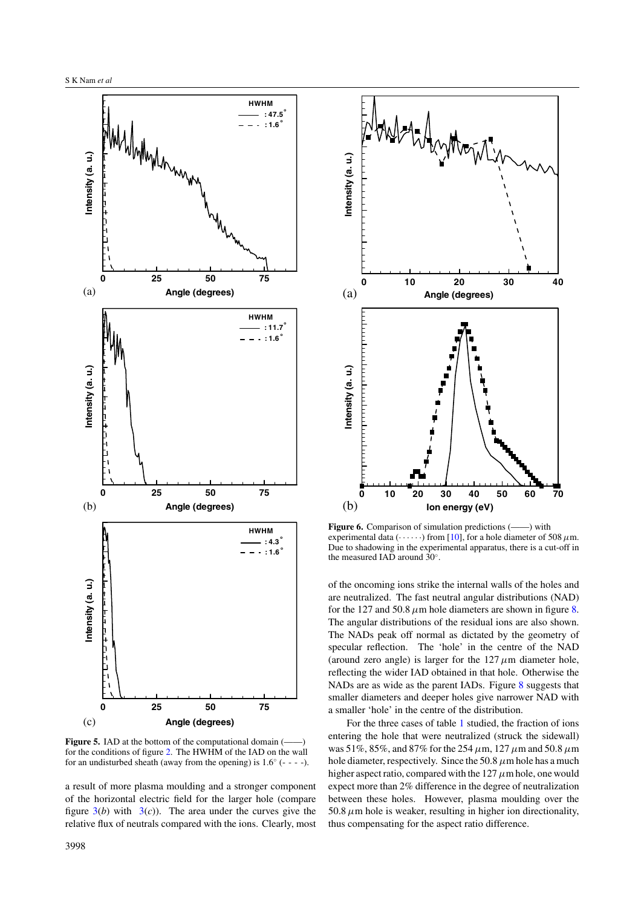**Figure 5.** IAD at the bottom of the computational domain (——) for the conditions of figure 2. The HWHM of the IAD on the wall for an undisturbed sheath (away from the opening) is 1.6° (- - - -).

a result of more plasma moulding and a stronger component of the horizontal electric field for the larger hole (compare figure 3(*b*) with 3(*c*)). The area under the curves give the relative flux of neutrals compared with the ions. Clearly, most of the oncoming ions strike the internal walls of the holes and are neutralized. The fast neutral angular distributions (NAD) for the 127 and 50.8 $\mu$m hole diameters are shown in figure 8. The angular distributions of the residual ions are also shown. The NADs peak off normal as dictated by the geometry of specular reflection. The 'hole' in the centre of the NAD (around zero angle) is larger for the 127 $\mu$m diameter hole, reflecting the wider IAD obtained in that hole. Otherwise the NADs are as wide as the parent IADs. Figure 8 suggests that smaller diameters and deeper holes give narrower NAD with a smaller 'hole' in the centre of the distribution.

**Figure 6.** Comparison of simulation predictions (——) with experimental data (· · · · · ·) from [10], for a hole diameter of 508 $\mu$m. Due to shadowing in the experimental apparatus, there is a cut-off in the measured IAD around 30°.

For the three cases of table 1 studied, the fraction of ions entering the hole that were neutralized (struck the sidewall) was 51%, 85%, and 87% for the 254 $\mu$m, 127 $\mu$m and 50.8 $\mu$m hole diameter, respectively. Since the 50.8 $\mu$m hole has a much higher aspect ratio, compared with the 127 $\mu$m hole, one would expect more than 2% difference in the degree of neutralization between these holes. However, plasma moulding over the 50.8 $\mu$m hole is weaker, resulting in higher ion directionality, thus compensating for the aspect ratio difference.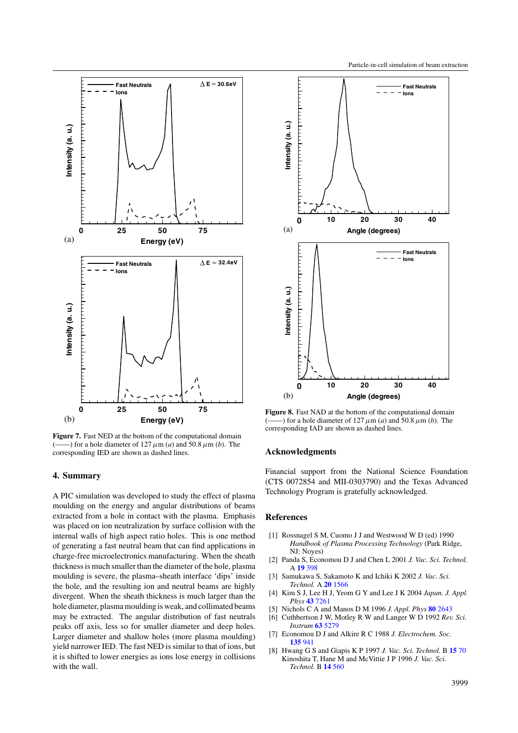**Figure 7.** Fast NED at the bottom of the computational domain (——) for a hole diameter of 127 $\mu$m (*a*) and 50.8 $\mu$m (*b*). The corresponding IED are shown as dashed lines.

## 4. Summary

A PIC simulation was developed to study the effect of plasma moulding on the energy and angular distributions of beams extracted from a hole in contact with the plasma. Emphasis was placed on ion neutralization by surface collision with the internal walls of high aspect ratio holes. This is one method of generating a fast neutral beam that can find applications in charge-free microelectronics manufacturing. When the sheath thickness is much smaller than the diameter of the hole, plasma moulding is severe, the plasma–sheath interface 'dips' inside the hole, and the resulting ion and neutral beams are highly divergent. When the sheath thickness is much larger than the hole diameter, plasma moulding is weak, and collimated beams may be extracted. The angular distribution of fast neutrals peaks off axis, less so for smaller diameter and deep holes. Larger diameter and shallow holes (more plasma moulding) yield narrower IED. The fast NED is similar to that of ions, but it is shifted to lower energies as ions lose energy in collisions with the wall.

**Figure 8.** Fast NAD at the bottom of the computational domain (——) for a hole diameter of 127 $\mu$m (*a*) and 50.8 $\mu$m (*b*). The corresponding IAD are shown as dashed lines.

## Acknowledgments

Financial support from the National Science Foundation (CTS 0072854 and MII-0303790) and the Texas Advanced Technology Program is gratefully acknowledged.

## References

[1] Rossnagel S M, Cuomo J J and Westwood W D (ed) 1990 *Handbook of Plasma Processing Technology* (Park Ridge, NJ: Noyes)

[2] Panda S, Economou D J and Chen L 2001 *J. Vac. Sci. Technol.* A **19** 398

[3] Samukawa S, Sakamoto K and Ichiki K 2002 *J. Vac. Sci. Technol.* A **20** 1566

[4] Kim S J, Lee H J, Yeom G Y and Lee J K 2004 *Japan. J. Appl. Phys* **43** 7261

[5] Nichols C A and Manos D M 1996 *J. Appl. Phys* **80** 2643

[6] Cuthbertson J W, Motley R W and Langer W D 1992 *Rev. Sci. Instrum* **63** 5279

[7] Economou D J and Alkire R C 1988 *J. Electrochem. Soc.* **135** 941

[8] Hwang G S and Giapis K P 1997 *J. Vac. Sci. Technol.* B **15** 70
Kinoshita T, Hane M and McVittie J P 1996 *J. Vac. Sci. Technol.* B **14** 560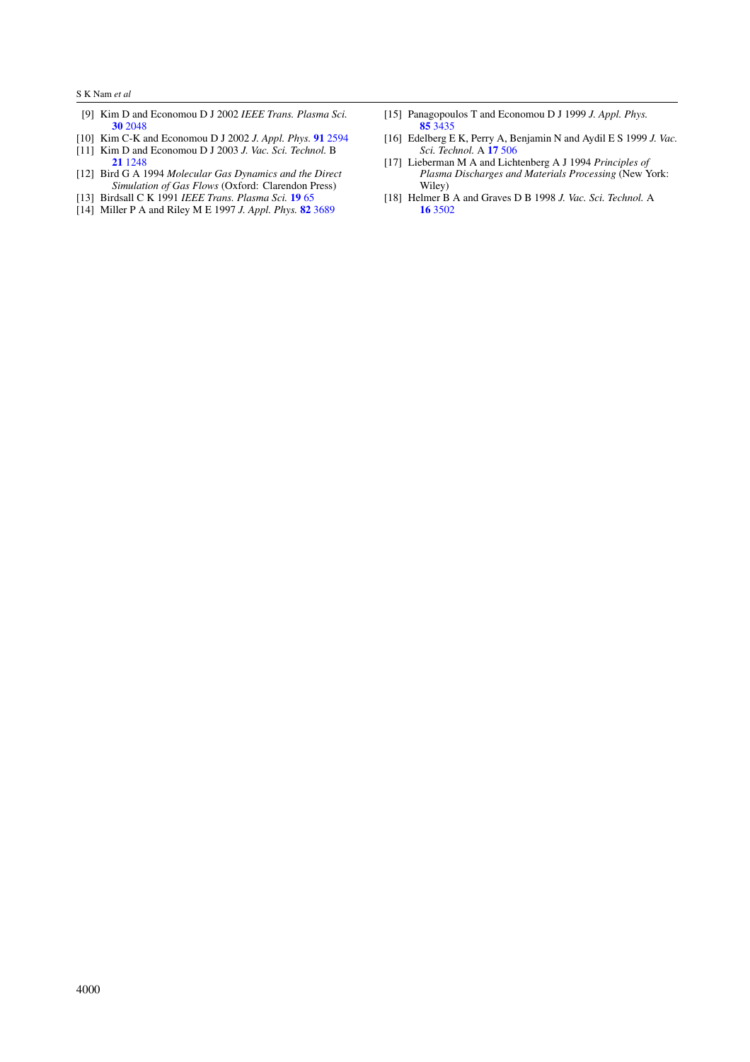[9] Kim D and Economou D J 2002 *IEEE Trans. Plasma Sci.* **30** 2048

[10] Kim C-K and Economou D J 2002 *J. Appl. Phys.* **91** 2594

[11] Kim D and Economou D J 2003 *J. Vac. Sci. Technol.* B **21** 1248

[12] Bird G A 1994 *Molecular Gas Dynamics and the Direct Simulation of Gas Flows* (Oxford: Clarendon Press)

[13] Birdsall C K 1991 *IEEE Trans. Plasma Sci.* **19** 65

[14] Miller P A and Riley M E 1997 *J. Appl. Phys.* **82** 3689

[15] Panagopoulos T and Economou D J 1999 *J. Appl. Phys.* **85** 3435

[16] Edelberg E K, Perry A, Benjamin N and Aydil E S 1999 *J. Vac. Sci. Technol.* A **17** 506

[17] Lieberman M A and Lichtenberg A J 1994 *Principles of Plasma Discharges and Materials Processing* (New York: Wiley)

[18] Helmer B A and Graves D B 1998 *J. Vac. Sci. Technol.* A **16** 3502